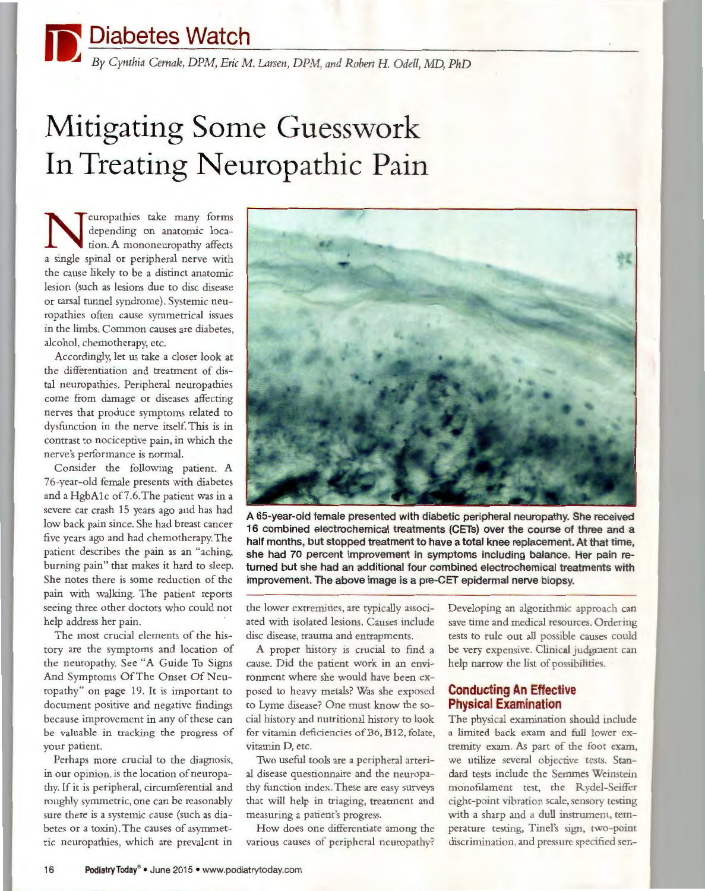# Diabetes Watch

*By Cynthia Cernak, DPM, Eric M. Larsen, DPM, and Robert H. Odell, MD, PhD*

# Mitigating Some Guesswork In Treating Neuropathic Pain

Neuropathies take many forms depending on anatomic location. A mononeuropathy affects a single spinal or peripheral nerve with the cause likely to be a distinct anatomic lesion (such as lesions due to disc disease or tarsal tunnel syndrome). Systemic neuropathies often cause symmetrical issues in the limbs. Common causes are diabetes, alcohol, chemotherapy, etc.

Accordingly, let us take a closer look at the differentiation and treatment of distal neuropathies. Peripheral neuropathies come from damage or diseases affecting nerves that produce symptoms related to dysfunction in the nerve itself. This is in contrast to nociceptive pain, in which the nerve's performance is normal.

Consider the following patient. A 76-year-old female presents with diabetes and a HgbA1c of 7.6. The patient was in a severe car crash 15 years ago and has had low back pain since. She had breast cancer five years ago and had chemotherapy. The patient describes the pain as an "aching, burning pain" that makes it hard to sleep. She notes there is some reduction of the pain with walking. The patient reports seeing three other doctors who could not help address her pain.

The most crucial elements of the history are the symptoms and location of the neuropathy. See "A Guide To Signs And Symptoms Of The Onset Of Neuropathy" on page 19. It is important to document positive and negative findings because improvement in any of these can be valuable in tracking the progress of your patient.

Perhaps more crucial to the diagnosis, in our opinion, is the location of neuropathy. If it is peripheral, circumferential and roughly symmetric, one can be reasonably sure there is a systemic cause (such as diabetes or a toxin). The causes of asymmetric neuropathies, which are prevalent in the lower extremities, are typically associated with isolated lesions. Causes include disc disease, trauma and entrapments.

A proper history is crucial to find a cause. Did the patient work in an environment where she would have been exposed to heavy metals? Was she exposed to Lyme disease? One must know the social history and nutritional history to look for vitamin deficiencies of B6, B12, folate, vitamin D, etc.

Two useful tools are a peripheral arterial disease questionnaire and the neuropathy function index. These are easy surveys that will help in triaging, treatment and measuring a patient's progress.

How does one differentiate among the various causes of peripheral neuropathy? Developing an algorithmic approach can save time and medical resources. Ordering tests to rule out all possible causes could be very expensive. Clinical judgment can help narrow the list of possibilities.

**A 65-year-old female presented with diabetic peripheral neuropathy. She received 16 combined electrochemical treatments (CETs) over the course of three and a half months, but stopped treatment to have a total knee replacement. At that time, she had 70 percent improvement in symptoms including balance. Her pain returned but she had an additional four combined electrochemical treatments with improvement. The above image is a pre-CET epidermal nerve biopsy.**

## Conducting An Effective Physical Examination

The physical examination should include a limited back exam and full lower extremity exam. As part of the foot exam, we utilize several objective tests. Standard tests include the Semmes Weinstein monofilament test, the Rydel-Seiffer eight-point vibration scale, sensory testing with a sharp and a dull instrument, temperature testing, Tinel's sign, two-point discrimination, and pressure specified sen-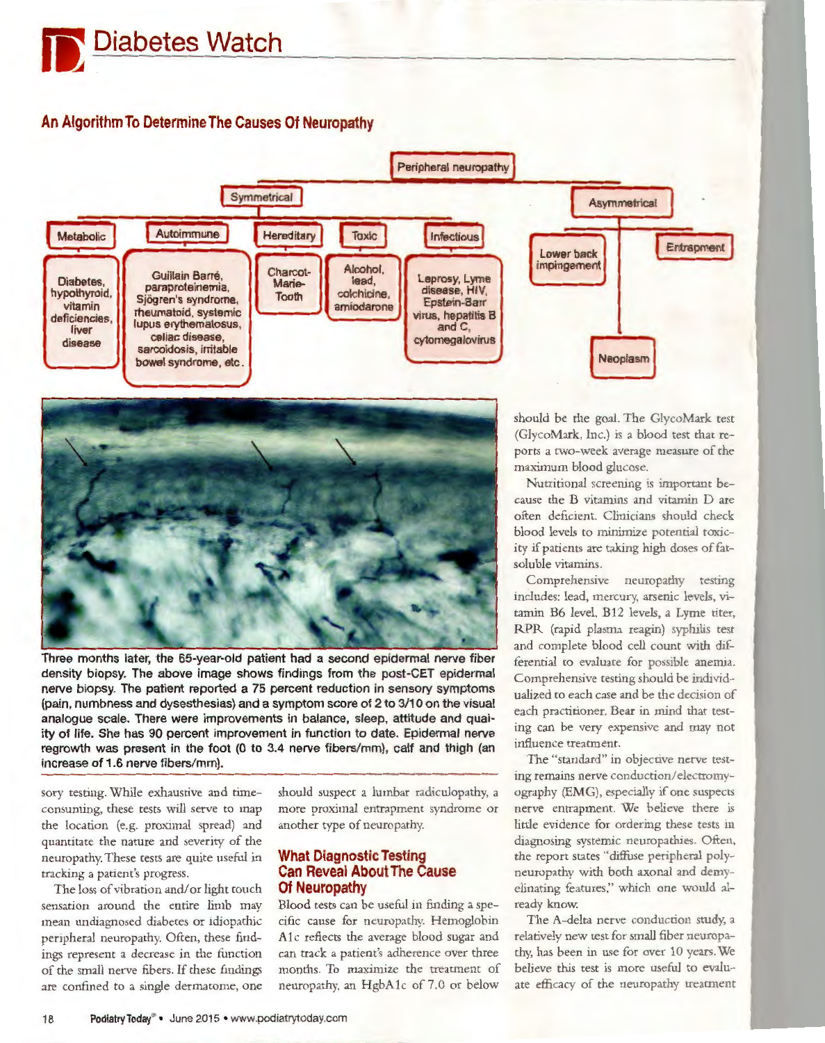## An Algorithm To Determine The Causes Of Neuropathy

- Peripheral neuropathy
  - Symmetrical
    - Metabolic: Diabetes, hypothyroid, vitamin deficiencies, liver disease
    - Autoimmune: Guillain Barré, paraproteinemia, Sjögren's syndrome, rheumatoid, systemic lupus erythematosus, celiac disease, sarcoidosis, irritable bowel syndrome, etc.
    - Hereditary: Charcot-Marie-Tooth
    - Toxic: Alcohol, lead, colchicine, amiodarone
    - Infectious: Leprosy, Lyme disease, HIV, Epstein-Barr virus, hepatitis B and C, cytomegalovirus
  - Asymmetrical
    - Lower back impingement
    - Entrapment
    - Neoplasm

Three months later, the 65-year-old patient had a second epidermal nerve fiber density biopsy. The above image shows findings from the post-CET epidermal nerve biopsy. The patient reported a 75 percent reduction in sensory symptoms (pain, numbness and dysesthesias) and a symptom score of 2 to 3/10 on the visual analogue scale. There were improvements in balance, sleep, attitude and quality of life. She has 90 percent improvement in function to date. Epidermal nerve regrowth was present in the foot (0 to 3.4 nerve fibers/mm), calf and thigh (an increase of 1.6 nerve fibers/mm).

sory testing. While exhaustive and time-consuming, these tests will serve to map the location (e.g. proximal spread) and quantitate the nature and severity of the neuropathy. These tests are quite useful in tracking a patient's progress.

The loss of vibration and/or light touch sensation around the entire limb may mean undiagnosed diabetes or idiopathic peripheral neuropathy. Often, these findings represent a decrease in the function of the small nerve fibers. If these findings are confined to a single dermatome, one should suspect a lumbar radiculopathy, a more proximal entrapment syndrome or another type of neuropathy.

### What Diagnostic Testing Can Reveal About The Cause Of Neuropathy

Blood tests can be useful in finding a specific cause for neuropathy. Hemoglobin A1c reflects the average blood sugar and can track a patient's adherence over three months. To maximize the treatment of neuropathy, an HgbA1c of 7.0 or below should be the goal. The GlycoMark test (GlycoMark, Inc.) is a blood test that reports a two-week average measure of the maximum blood glucose.

Nutritional screening is important because the B vitamins and vitamin D are often deficient. Clinicians should check blood levels to minimize potential toxicity if patients are taking high doses of fat-soluble vitamins.

Comprehensive neuropathy testing includes: lead, mercury, arsenic levels, vitamin B6 level, B12 levels, a Lyme titer, RPR (rapid plasma reagin) syphilis test and complete blood cell count with differential to evaluate for possible anemia. Comprehensive testing should be individualized to each case and be the decision of each practitioner. Bear in mind that testing can be very expensive and may not influence treatment.

The "standard" in objective nerve testing remains nerve conduction/electromyography (EMG), especially if one suspects nerve entrapment. We believe there is little evidence for ordering these tests in diagnosing systemic neuropathies. Often, the report states "diffuse peripheral polyneuropathy with both axonal and demyelinating features," which one would already know.

The A-delta nerve conduction study, a relatively new test for small fiber neuropathy, has been in use for over 10 years. We believe this test is more useful to evaluate efficacy of the neuropathy treatment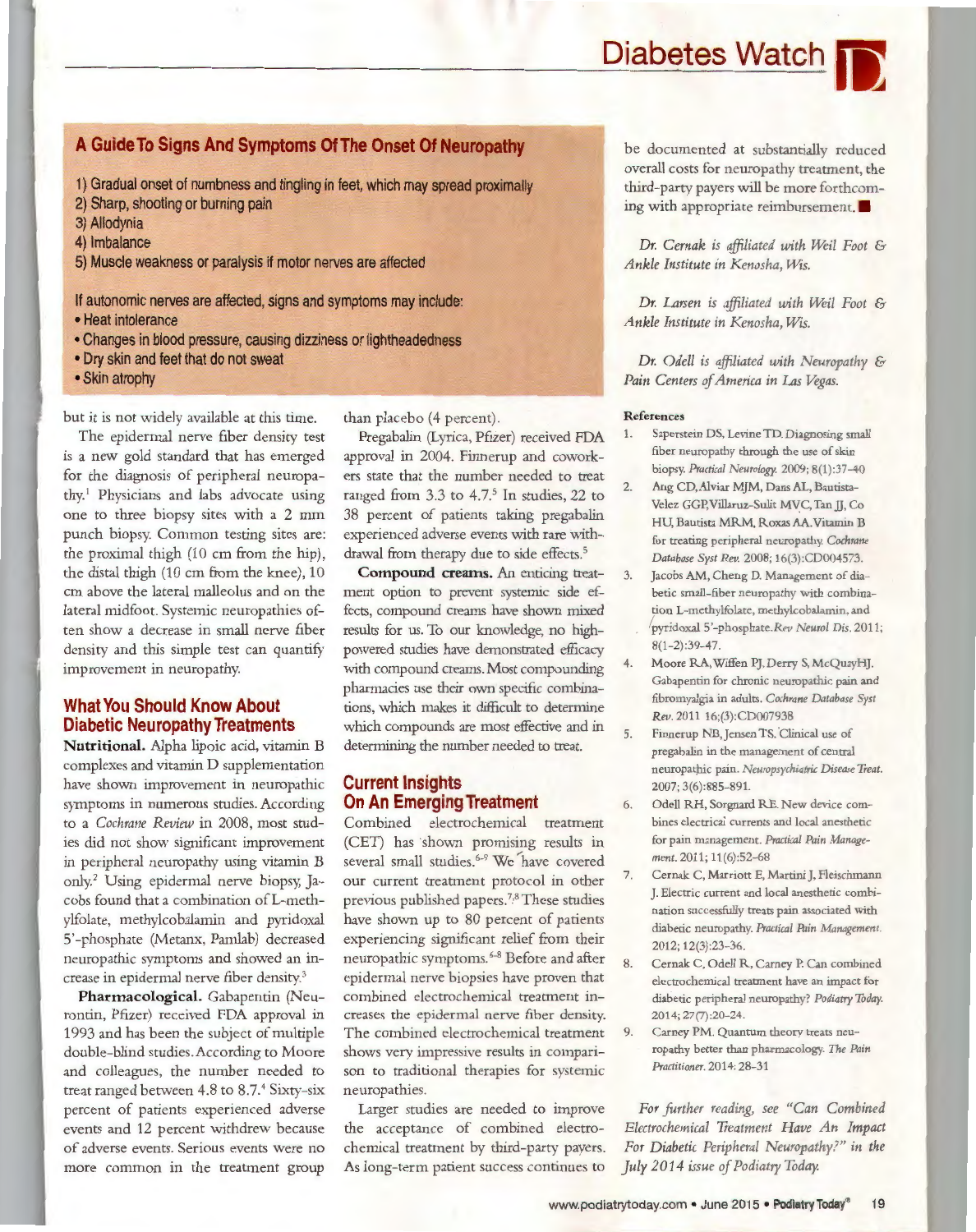## A Guide To Signs And Symptoms Of The Onset Of Neuropathy

1) Gradual onset of numbness and tingling in feet, which may spread proximally
2) Sharp, shooting or burning pain
3) Allodynia
4) Imbalance
5) Muscle weakness or paralysis if motor nerves are affected

If autonomic nerves are affected, signs and symptoms may include:

- Heat intolerance
- Changes in blood pressure, causing dizziness or lightheadedness
- Dry skin and feet that do not sweat
- Skin atrophy

but it is not widely available at this time.

The epidermal nerve fiber density test is a new gold standard that has emerged for the diagnosis of peripheral neuropathy.[1] Physicians and labs advocate using one to three biopsy sites with a 2 mm punch biopsy. Common testing sites are: the proximal thigh (10 cm from the hip), the distal thigh (10 cm from the knee), 10 cm above the lateral malleolus and on the lateral midfoot. Systemic neuropathies often show a decrease in small nerve fiber density and this simple test can quantify improvement in neuropathy.

## What You Should Know About Diabetic Neuropathy Treatments

**Nutritional.** Alpha lipoic acid, vitamin B complexes and vitamin D supplementation have shown improvement in neuropathic symptoms in numerous studies. According to a *Cochrane Review* in 2008, most studies did not show significant improvement in peripheral neuropathy using vitamin B only.[2] Using epidermal nerve biopsy, Jacobs found that a combination of L-methylfolate, methylcobalamin and pyridoxal 5'-phosphate (Metanx, Pamlab) decreased neuropathic symptoms and showed an increase in epidermal nerve fiber density.[3]

**Pharmacological.** Gabapentin (Neurontin, Pfizer) received FDA approval in 1993 and has been the subject of multiple double-blind studies. According to Moore and colleagues, the number needed to treat ranged between 4.8 to 8.7.[4] Sixty-six percent of patients experienced adverse events and 12 percent withdrew because of adverse events. Serious events were no more common in the treatment group than placebo (4 percent).

Pregabalin (Lyrica, Pfizer) received FDA approval in 2004. Finnerup and coworkers state that the number needed to treat ranged from 3.3 to 4.7.[5] In studies, 22 to 38 percent of patients taking pregabalin experienced adverse events with rare withdrawal from therapy due to side effects.[5]

**Compound creams.** An enticing treatment option to prevent systemic side effects, compound creams have shown mixed results for us. To our knowledge, no high-powered studies have demonstrated efficacy with compound creams. Most compounding pharmacies use their own specific combinations, which makes it difficult to determine which compounds are most effective and in determining the number needed to treat.

## Current Insights On An Emerging Treatment

Combined electrochemical treatment (CET) has shown promising results in several small studies.[6-9] We have covered our current treatment protocol in other previous published papers.[7,8] These studies have shown up to 80 percent of patients experiencing significant relief from their neuropathic symptoms.[6-8] Before and after epidermal nerve biopsies have proven that combined electrochemical treatment increases the epidermal nerve fiber density. The combined electrochemical treatment shows very impressive results in comparison to traditional therapies for systemic neuropathies.

Larger studies are needed to improve the acceptance of combined electrochemical treatment by third-party payers. As long-term patient success continues to be documented at substantially reduced overall costs for neuropathy treatment, the third-party payers will be more forthcoming with appropriate reimbursement. ■

*Dr. Cernak is affiliated with Weil Foot & Ankle Institute in Kenosha, Wis.*

*Dr. Larsen is affiliated with Weil Foot & Ankle Institute in Kenosha, Wis.*

*Dr. Odell is affiliated with Neuropathy & Pain Centers of America in Las Vegas.*

### References

1. Saperstein DS, Levine TD. Diagnosing small fiber neuropathy through the use of skin biopsy. *Practical Neurology.* 2009; 8(1):37-40
2. Ang CD, Alviar MJM, Dans AL, Bautista-Velez GGP, Villaruz-Sulit MVC, Tan JJ, Co HU, Bautista MRM, Roxas AA. Vitamin B for treating peripheral neuropathy. *Cochrane Database Syst Rev.* 2008; 16(3):CD004573.
3. Jacobs AM, Cheng D. Management of diabetic small-fiber neuropathy with combination L-methylfolate, methylcobalamin, and pyridoxal 5'-phosphate. *Rev Neurol Dis.* 2011; 8(1-2):39-47.
4. Moore RA, Wiffen PJ, Derry S, McQuayHJ. Gabapentin for chronic neuropathic pain and fibromyalgia in adults. *Cochrane Database Syst Rev.* 2011 16;(3):CD007938
5. Finnerup NB, Jensen TS. Clinical use of pregabalin in the management of central neuropathic pain. *Neuropsychiatric Disease Treat.* 2007; 3(6):885-891.
6. Odell RH, Sorgnard RE. New device combines electrical currents and local anesthetic for pain management. *Practical Pain Management.* 2011; 11(6):52-68
7. Cernak C, Marriott E, Martini J, Fleischmann J. Electric current and local anesthetic combination successfully treats pain associated with diabetic neuropathy. *Practical Pain Management.* 2012; 12(3):23-36.
8. Cernak C, Odell R, Carney P. Can combined electrochemical treatment have an impact for diabetic peripheral neuropathy? *Podiatry Today.* 2014; 27(7):20-24.
9. Carney PM. Quantum theory treats neuropathy better than pharmacology. *The Pain Practitioner.* 2014: 28-31

*For further reading, see "Can Combined Electrochemical Treatment Have An Impact For Diabetic Peripheral Neuropathy?" in the July 2014 issue of Podiatry Today.*